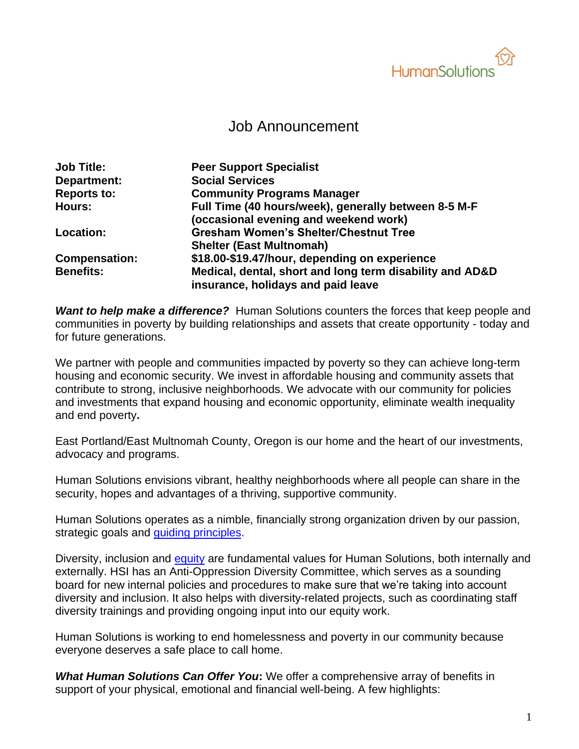HumanSolutions

# Job Announcement

| | |
|---|---|
| **Job Title:** | **Peer Support Specialist** |
| **Department:** | **Social Services** |
| **Reports to:** | **Community Programs Manager** |
| **Hours:** | **Full Time (40 hours/week), generally between 8-5 M-F (occasional evening and weekend work)** |
| **Location:** | **Gresham Women's Shelter/Chestnut Tree Shelter (East Multnomah)** |
| **Compensation:** | **$18.00-$19.47/hour, depending on experience** |
| **Benefits:** | **Medical, dental, short and long term disability and AD&D insurance, holidays and paid leave** |

***Want to help make a difference?*** Human Solutions counters the forces that keep people and communities in poverty by building relationships and assets that create opportunity - today and for future generations.

We partner with people and communities impacted by poverty so they can achieve long-term housing and economic security. We invest in affordable housing and community assets that contribute to strong, inclusive neighborhoods. We advocate with our community for policies and investments that expand housing and economic opportunity, eliminate wealth inequality and end poverty**.**

East Portland/East Multnomah County, Oregon is our home and the heart of our investments, advocacy and programs.

Human Solutions envisions vibrant, healthy neighborhoods where all people can share in the security, hopes and advantages of a thriving, supportive community.

Human Solutions operates as a nimble, financially strong organization driven by our passion, strategic goals and guiding principles.

Diversity, inclusion and equity are fundamental values for Human Solutions, both internally and externally. HSI has an Anti-Oppression Diversity Committee, which serves as a sounding board for new internal policies and procedures to make sure that we're taking into account diversity and inclusion. It also helps with diversity-related projects, such as coordinating staff diversity trainings and providing ongoing input into our equity work.

Human Solutions is working to end homelessness and poverty in our community because everyone deserves a safe place to call home.

***What Human Solutions Can Offer You*****:** We offer a comprehensive array of benefits in support of your physical, emotional and financial well-being. A few highlights: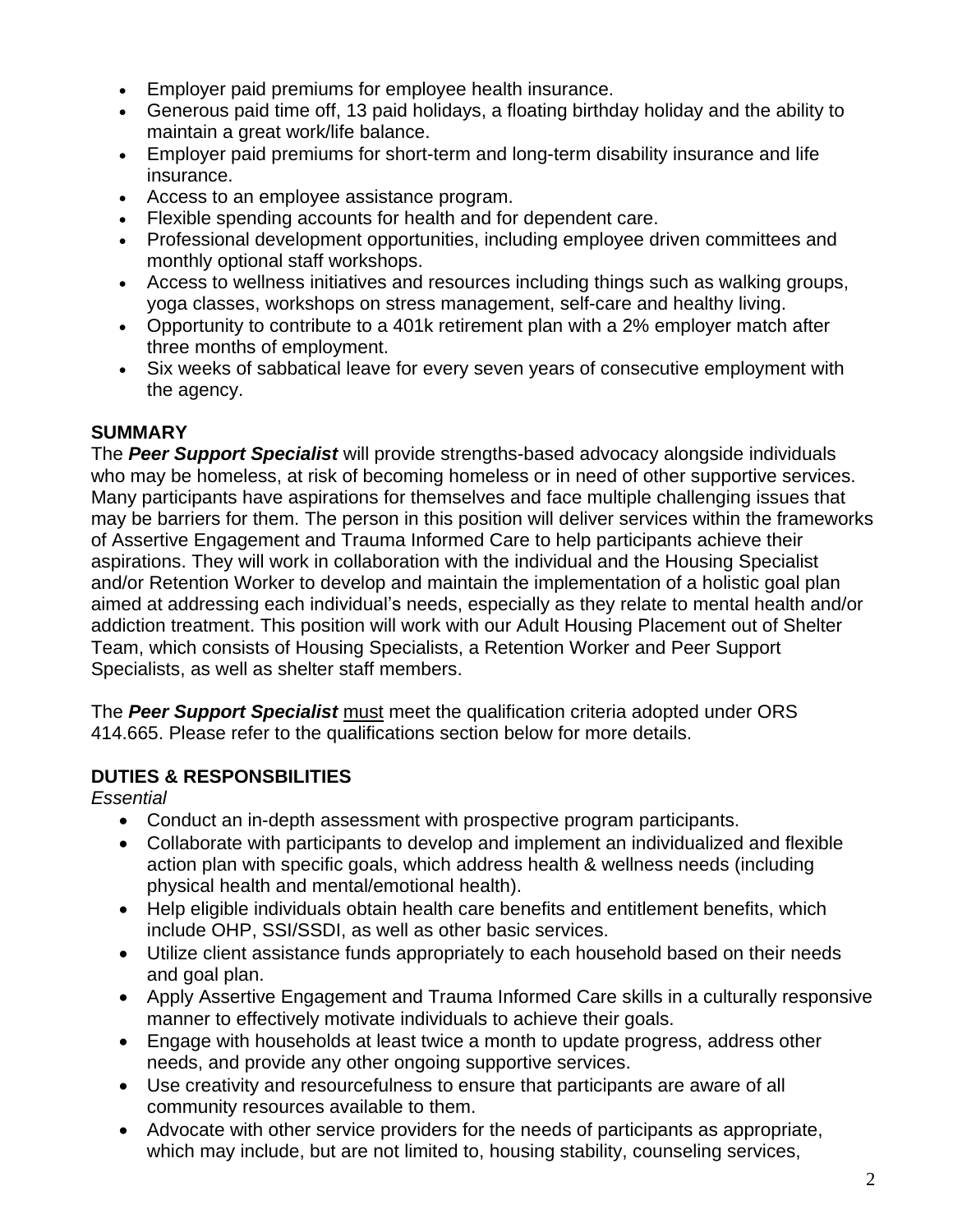- Employer paid premiums for employee health insurance.
- Generous paid time off, 13 paid holidays, a floating birthday holiday and the ability to maintain a great work/life balance.
- Employer paid premiums for short-term and long-term disability insurance and life insurance.
- Access to an employee assistance program.
- Flexible spending accounts for health and for dependent care.
- Professional development opportunities, including employee driven committees and monthly optional staff workshops.
- Access to wellness initiatives and resources including things such as walking groups, yoga classes, workshops on stress management, self-care and healthy living.
- Opportunity to contribute to a 401k retirement plan with a 2% employer match after three months of employment.
- Six weeks of sabbatical leave for every seven years of consecutive employment with the agency.

**SUMMARY**

The ***Peer Support Specialist*** will provide strengths-based advocacy alongside individuals who may be homeless, at risk of becoming homeless or in need of other supportive services. Many participants have aspirations for themselves and face multiple challenging issues that may be barriers for them. The person in this position will deliver services within the frameworks of Assertive Engagement and Trauma Informed Care to help participants achieve their aspirations. They will work in collaboration with the individual and the Housing Specialist and/or Retention Worker to develop and maintain the implementation of a holistic goal plan aimed at addressing each individual's needs, especially as they relate to mental health and/or addiction treatment. This position will work with our Adult Housing Placement out of Shelter Team, which consists of Housing Specialists, a Retention Worker and Peer Support Specialists, as well as shelter staff members.

The ***Peer Support Specialist*** <u>must</u> meet the qualification criteria adopted under ORS 414.665. Please refer to the qualifications section below for more details.

**DUTIES & RESPONSBILITIES**

*Essential*

- Conduct an in-depth assessment with prospective program participants.
- Collaborate with participants to develop and implement an individualized and flexible action plan with specific goals, which address health & wellness needs (including physical health and mental/emotional health).
- Help eligible individuals obtain health care benefits and entitlement benefits, which include OHP, SSI/SSDI, as well as other basic services.
- Utilize client assistance funds appropriately to each household based on their needs and goal plan.
- Apply Assertive Engagement and Trauma Informed Care skills in a culturally responsive manner to effectively motivate individuals to achieve their goals.
- Engage with households at least twice a month to update progress, address other needs, and provide any other ongoing supportive services.
- Use creativity and resourcefulness to ensure that participants are aware of all community resources available to them.
- Advocate with other service providers for the needs of participants as appropriate, which may include, but are not limited to, housing stability, counseling services,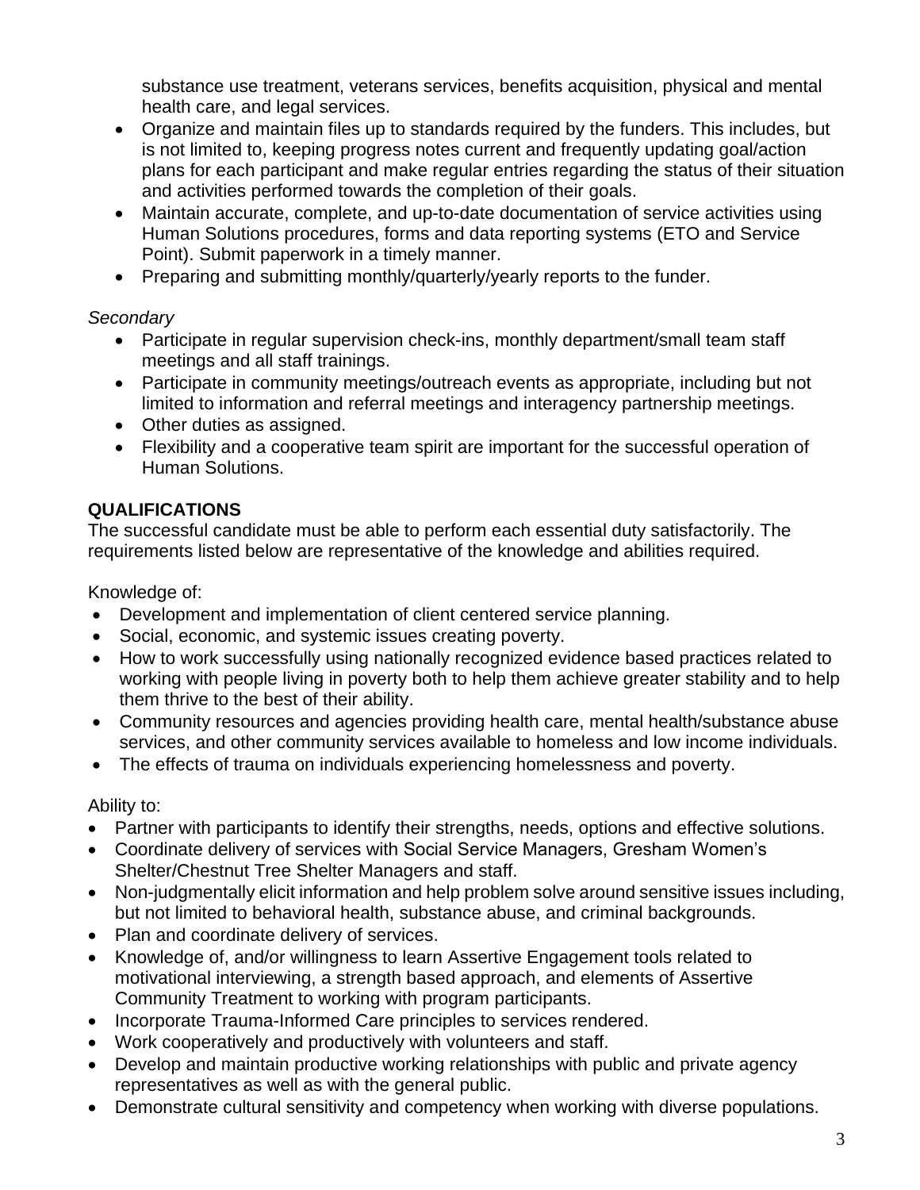substance use treatment, veterans services, benefits acquisition, physical and mental health care, and legal services.

- Organize and maintain files up to standards required by the funders. This includes, but is not limited to, keeping progress notes current and frequently updating goal/action plans for each participant and make regular entries regarding the status of their situation and activities performed towards the completion of their goals.
- Maintain accurate, complete, and up-to-date documentation of service activities using Human Solutions procedures, forms and data reporting systems (ETO and Service Point). Submit paperwork in a timely manner.
- Preparing and submitting monthly/quarterly/yearly reports to the funder.

*Secondary*

- Participate in regular supervision check-ins, monthly department/small team staff meetings and all staff trainings.
- Participate in community meetings/outreach events as appropriate, including but not limited to information and referral meetings and interagency partnership meetings.
- Other duties as assigned.
- Flexibility and a cooperative team spirit are important for the successful operation of Human Solutions.

**QUALIFICATIONS**

The successful candidate must be able to perform each essential duty satisfactorily. The requirements listed below are representative of the knowledge and abilities required.

Knowledge of:

- Development and implementation of client centered service planning.
- Social, economic, and systemic issues creating poverty.
- How to work successfully using nationally recognized evidence based practices related to working with people living in poverty both to help them achieve greater stability and to help them thrive to the best of their ability.
- Community resources and agencies providing health care, mental health/substance abuse services, and other community services available to homeless and low income individuals.
- The effects of trauma on individuals experiencing homelessness and poverty.

Ability to:

- Partner with participants to identify their strengths, needs, options and effective solutions.
- Coordinate delivery of services with Social Service Managers, Gresham Women's Shelter/Chestnut Tree Shelter Managers and staff.
- Non-judgmentally elicit information and help problem solve around sensitive issues including, but not limited to behavioral health, substance abuse, and criminal backgrounds.
- Plan and coordinate delivery of services.
- Knowledge of, and/or willingness to learn Assertive Engagement tools related to motivational interviewing, a strength based approach, and elements of Assertive Community Treatment to working with program participants.
- Incorporate Trauma-Informed Care principles to services rendered.
- Work cooperatively and productively with volunteers and staff.
- Develop and maintain productive working relationships with public and private agency representatives as well as with the general public.
- Demonstrate cultural sensitivity and competency when working with diverse populations.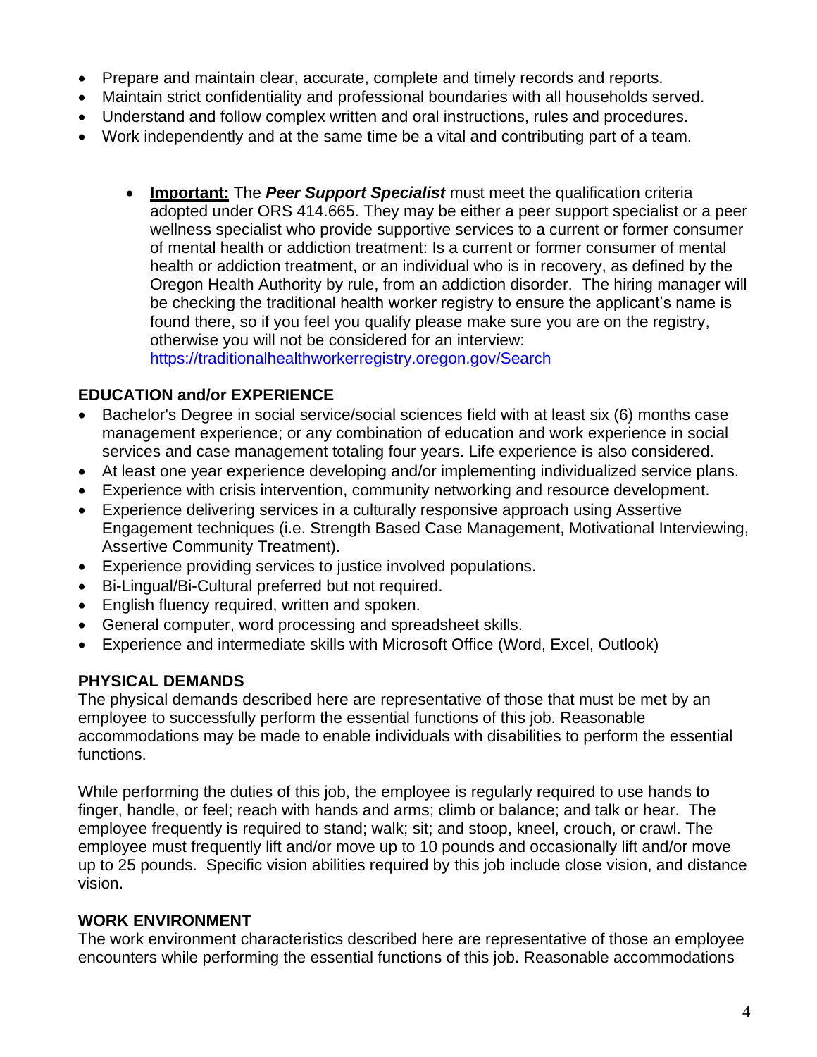- Prepare and maintain clear, accurate, complete and timely records and reports.
- Maintain strict confidentiality and professional boundaries with all households served.
- Understand and follow complex written and oral instructions, rules and procedures.
- Work independently and at the same time be a vital and contributing part of a team.

  - **Important:** The ***Peer Support Specialist*** must meet the qualification criteria adopted under ORS 414.665. They may be either a peer support specialist or a peer wellness specialist who provide supportive services to a current or former consumer of mental health or addiction treatment: Is a current or former consumer of mental health or addiction treatment, or an individual who is in recovery, as defined by the Oregon Health Authority by rule, from an addiction disorder. The hiring manager will be checking the traditional health worker registry to ensure the applicant's name is found there, so if you feel you qualify please make sure you are on the registry, otherwise you will not be considered for an interview: https://traditionalhealthworkerregistry.oregon.gov/Search

### EDUCATION and/or EXPERIENCE

- Bachelor's Degree in social service/social sciences field with at least six (6) months case management experience; or any combination of education and work experience in social services and case management totaling four years. Life experience is also considered.
- At least one year experience developing and/or implementing individualized service plans.
- Experience with crisis intervention, community networking and resource development.
- Experience delivering services in a culturally responsive approach using Assertive Engagement techniques (i.e. Strength Based Case Management, Motivational Interviewing, Assertive Community Treatment).
- Experience providing services to justice involved populations.
- Bi-Lingual/Bi-Cultural preferred but not required.
- English fluency required, written and spoken.
- General computer, word processing and spreadsheet skills.
- Experience and intermediate skills with Microsoft Office (Word, Excel, Outlook)

### PHYSICAL DEMANDS

The physical demands described here are representative of those that must be met by an employee to successfully perform the essential functions of this job. Reasonable accommodations may be made to enable individuals with disabilities to perform the essential functions.

While performing the duties of this job, the employee is regularly required to use hands to finger, handle, or feel; reach with hands and arms; climb or balance; and talk or hear. The employee frequently is required to stand; walk; sit; and stoop, kneel, crouch, or crawl. The employee must frequently lift and/or move up to 10 pounds and occasionally lift and/or move up to 25 pounds. Specific vision abilities required by this job include close vision, and distance vision.

### WORK ENVIRONMENT

The work environment characteristics described here are representative of those an employee encounters while performing the essential functions of this job. Reasonable accommodations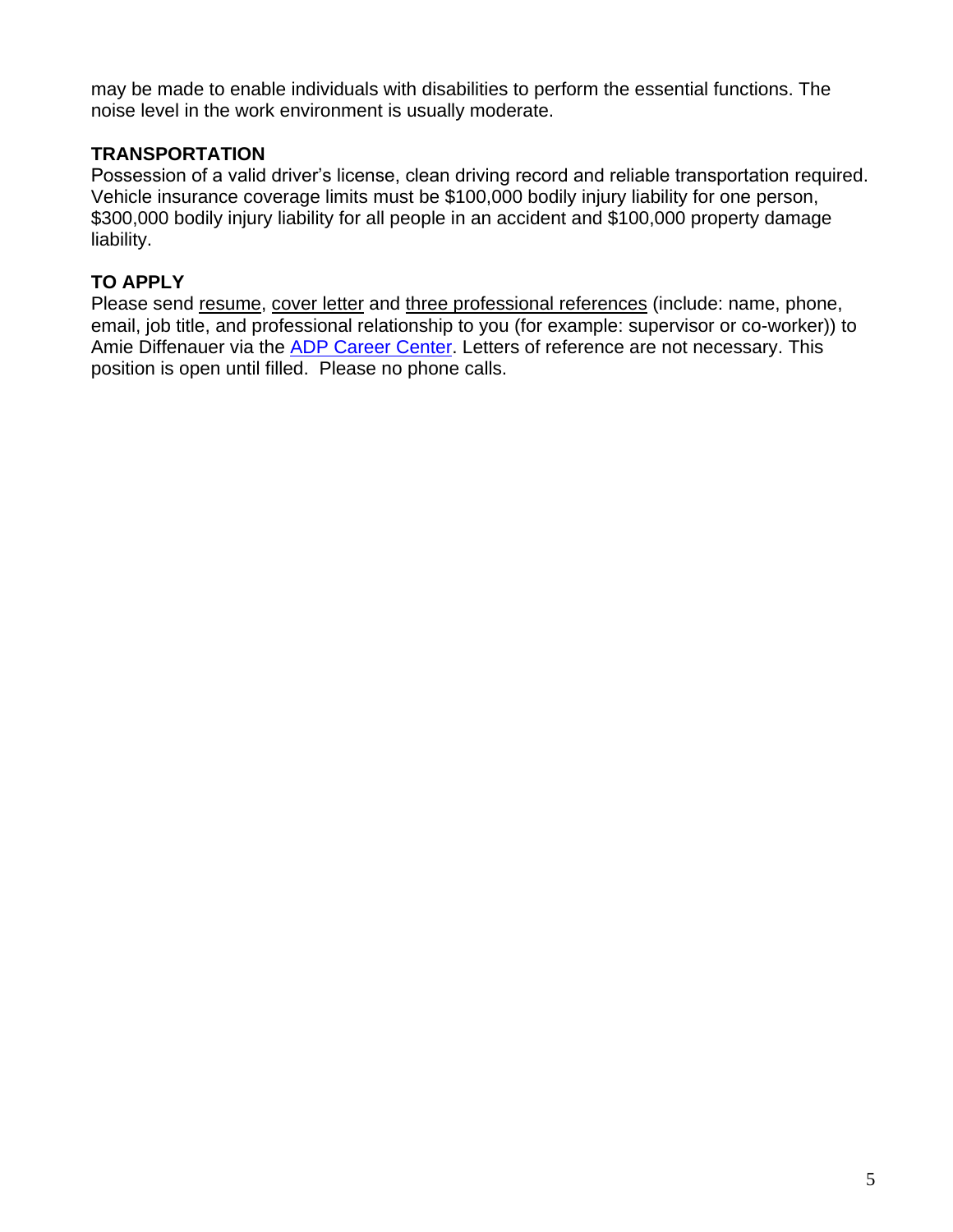may be made to enable individuals with disabilities to perform the essential functions. The noise level in the work environment is usually moderate.

## TRANSPORTATION

Possession of a valid driver's license, clean driving record and reliable transportation required. Vehicle insurance coverage limits must be $100,000 bodily injury liability for one person, $300,000 bodily injury liability for all people in an accident and $100,000 property damage liability.

## TO APPLY

Please send resume, cover letter and three professional references (include: name, phone, email, job title, and professional relationship to you (for example: supervisor or co-worker)) to Amie Diffenauer via the ADP Career Center. Letters of reference are not necessary. This position is open until filled. Please no phone calls.